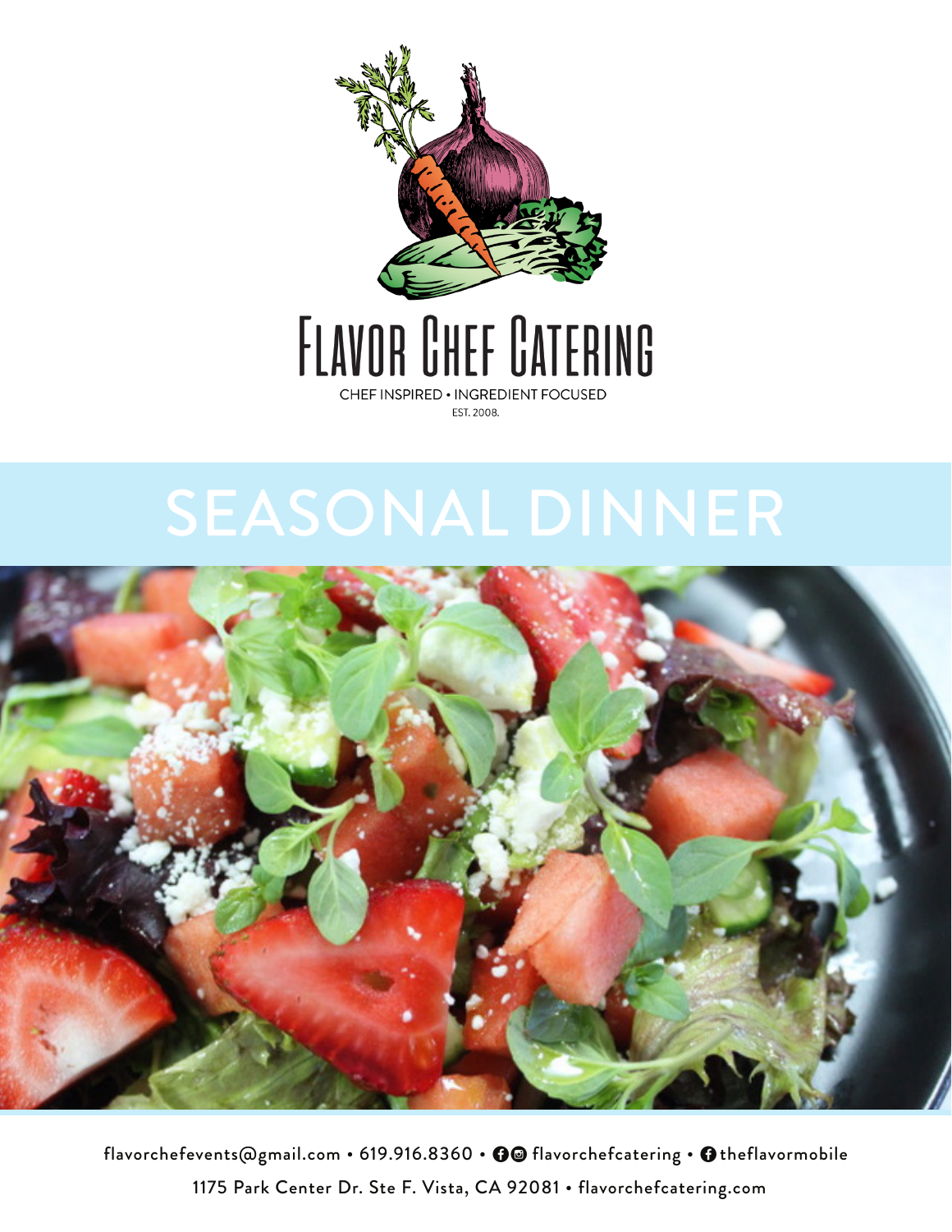# Flavor Chef Catering

CHEF INSPIRED • INGREDIENT FOCUSED

EST. 2008.

# SEASONAL DINNER

flavorchefevents@gmail.com • 619.916.8360 • flavorchefcatering • theflavormobile

1175 Park Center Dr. Ste F. Vista, CA 92081 • flavorchefcatering.com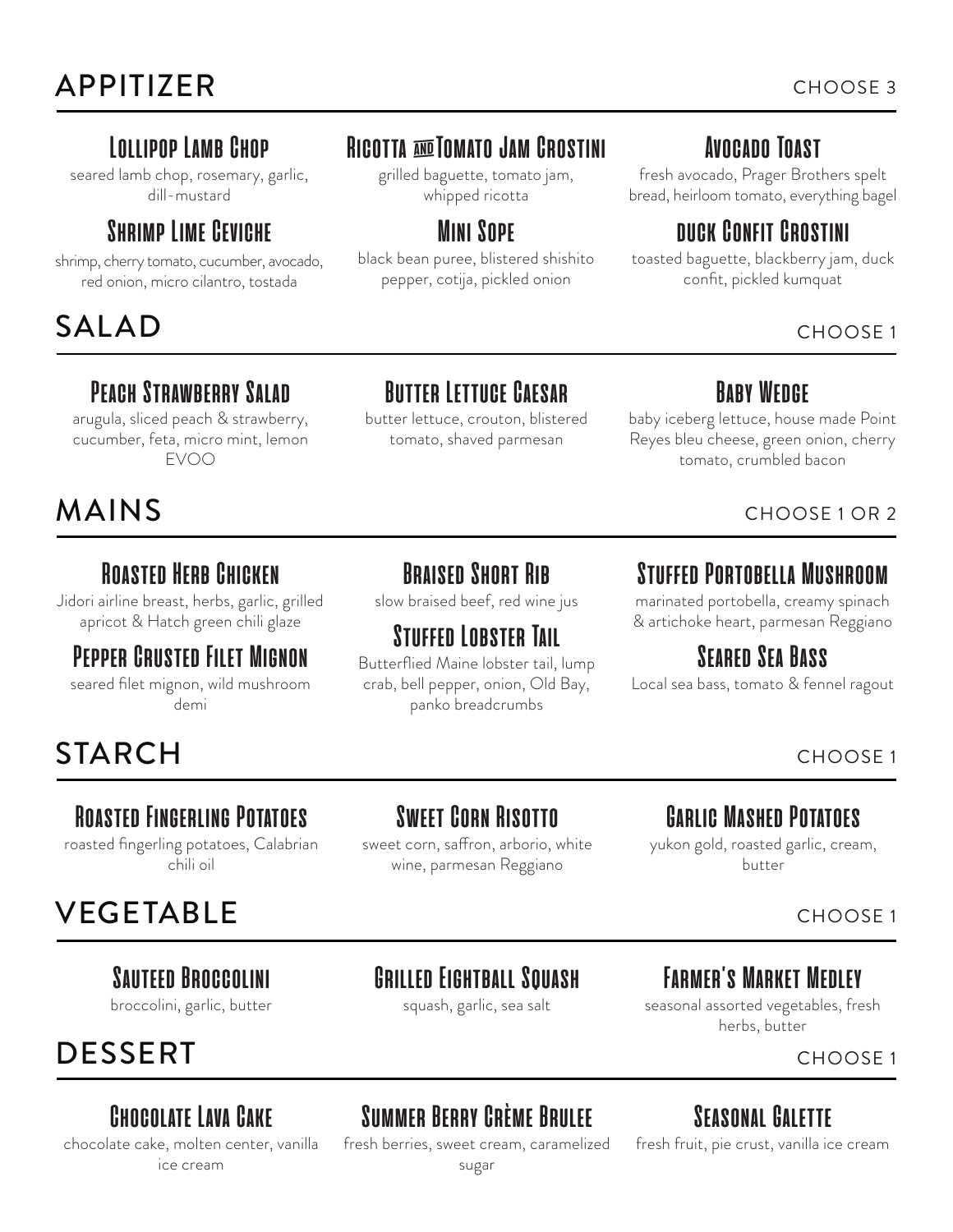## APPITIZER

CHOOSE 3

### Lollipop Lamb Chop

seared lamb chop, rosemary, garlic, dill-mustard

### Ricotta and Tomato Jam Crostini

grilled baguette, tomato jam, whipped ricotta

### Avocado Toast

fresh avocado, Prager Brothers spelt bread, heirloom tomato, everything bagel

### Shrimp Lime Ceviche

shrimp, cherry tomato, cucumber, avocado, red onion, micro cilantro, tostada

### Mini Sope

black bean puree, blistered shishito pepper, cotija, pickled onion

### duck Confit Crostini

toasted baguette, blackberry jam, duck confit, pickled kumquat

## SALAD

CHOOSE 1

### Peach Strawberry Salad

arugula, sliced peach & strawberry, cucumber, feta, micro mint, lemon EVOO

### Butter Lettuce Caesar

butter lettuce, crouton, blistered tomato, shaved parmesan

### Baby Wedge

baby iceberg lettuce, house made Point Reyes bleu cheese, green onion, cherry tomato, crumbled bacon

## MAINS

CHOOSE 1 OR 2

### Roasted Herb Chicken

Jidori airline breast, herbs, garlic, grilled apricot & Hatch green chili glaze

### Braised Short Rib

slow braised beef, red wine jus

### Stuffed Portobella Mushroom

marinated portobella, creamy spinach & artichoke heart, parmesan Reggiano

### Pepper Crusted Filet Mignon

seared filet mignon, wild mushroom demi

### Stuffed Lobster Tail

Butterflied Maine lobster tail, lump crab, bell pepper, onion, Old Bay, panko breadcrumbs

### Seared Sea Bass

Local sea bass, tomato & fennel ragout

## STARCH

CHOOSE 1

### Roasted Fingerling Potatoes

roasted fingerling potatoes, Calabrian chili oil

### Sweet Corn Risotto

sweet corn, saffron, arborio, white wine, parmesan Reggiano

### Garlic Mashed Potatoes

yukon gold, roasted garlic, cream, butter

## VEGETABLE

CHOOSE 1

### Sauteed Broccolini

broccolini, garlic, butter

### Grilled Eightball Squash

squash, garlic, sea salt

### Farmer's Market Medley

seasonal assorted vegetables, fresh herbs, butter

## DESSERT

CHOOSE 1

### Chocolate Lava Cake

chocolate cake, molten center, vanilla ice cream

### Summer Berry Crème Brulee

fresh berries, sweet cream, caramelized sugar

### Seasonal Galette

fresh fruit, pie crust, vanilla ice cream